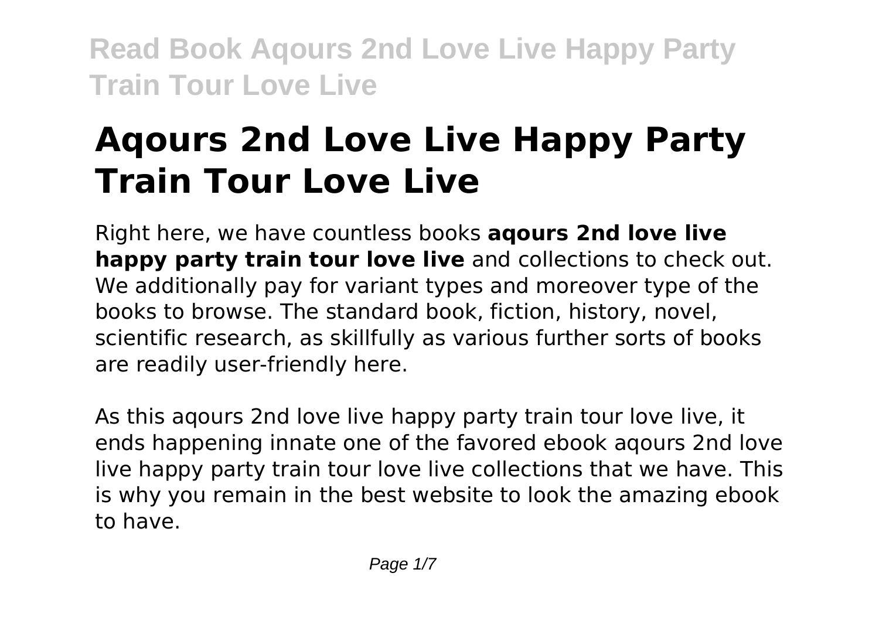# Aqours 2nd Love Live Happy Party Train Tour Love Live

Right here, we have countless books **aqours 2nd love live happy party train tour love live** and collections to check out. We additionally pay for variant types and moreover type of the books to browse. The standard book, fiction, history, novel, scientific research, as skillfully as various further sorts of books are readily user-friendly here.

As this aqours 2nd love live happy party train tour love live, it ends happening innate one of the favored ebook aqours 2nd love live happy party train tour love live collections that we have. This is why you remain in the best website to look the amazing ebook to have.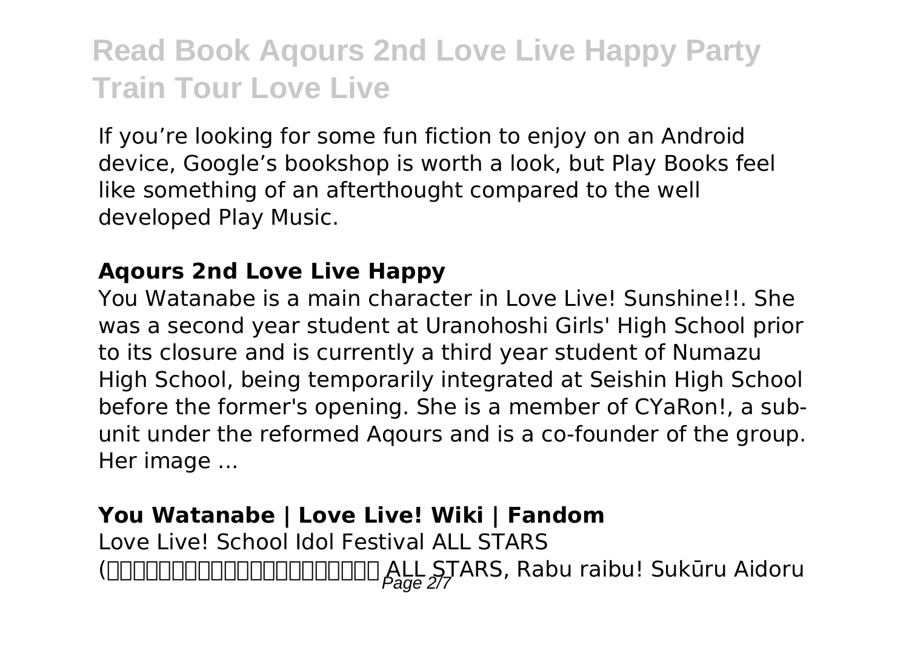If you're looking for some fun fiction to enjoy on an Android device, Google's bookshop is worth a look, but Play Books feel like something of an afterthought compared to the well developed Play Music.

### **Aqours 2nd Love Live Happy**

You Watanabe is a main character in Love Live! Sunshine!!. She was a second year student at Uranohoshi Girls' High School prior to its closure and is currently a third year student of Numazu High School, being temporarily integrated at Seishin High School before the former's opening. She is a member of CYaRon!, a sub-unit under the reformed Aqours and is a co-founder of the group. Her image ...

### **You Watanabe | Love Live! Wiki | Fandom**

Love Live! School Idol Festival ALL STARS (□□□□□□□□□□□□□□□□□□□□□ ALL STARS, Rabu raibu! Sukūru Aidoru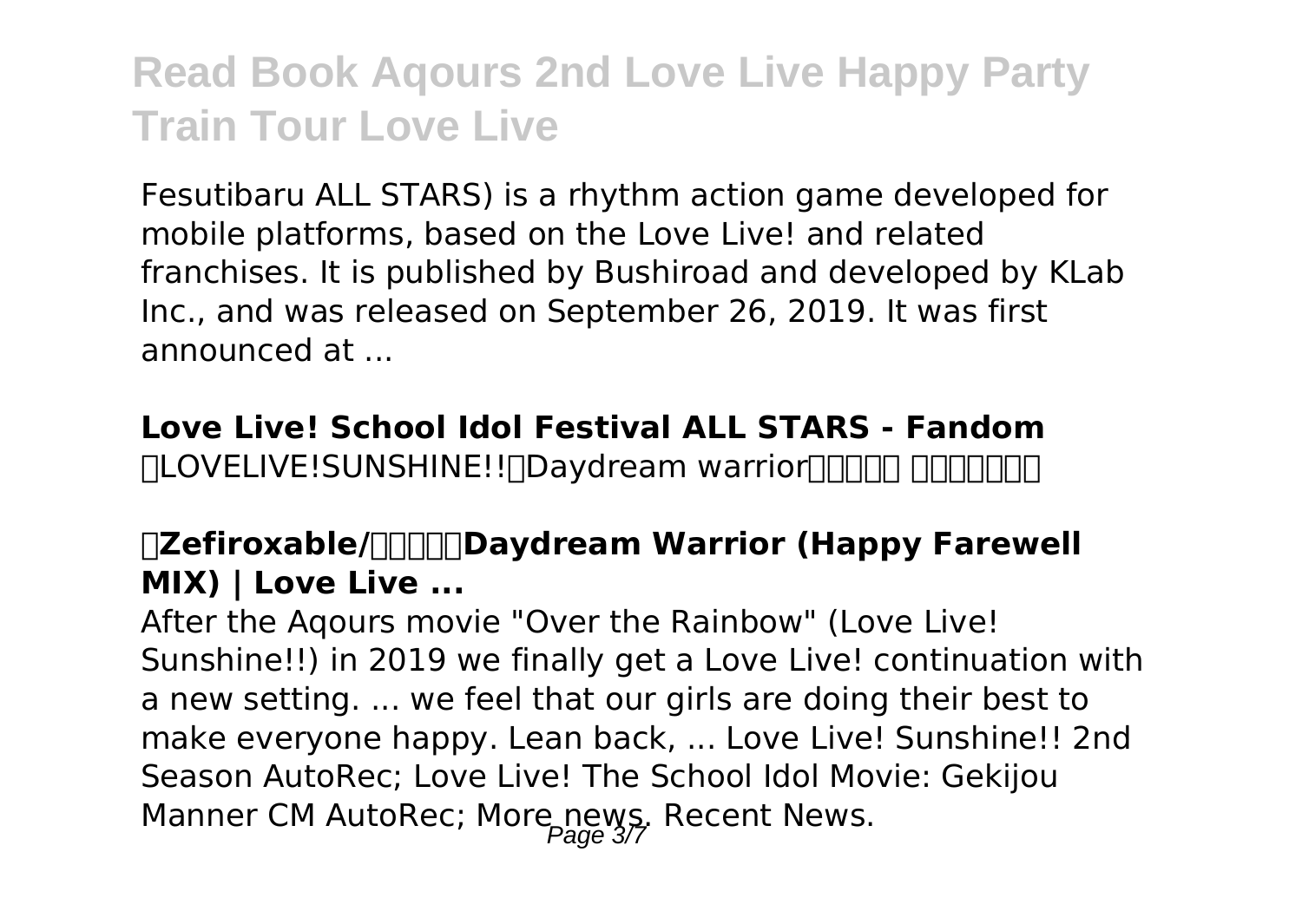Fesutibaru ALL STARS) is a rhythm action game developed for mobile platforms, based on the Love Live! and related franchises. It is published by Bushiroad and developed by KLab Inc., and was released on September 26, 2019. It was first announced at ...

**Love Live! School Idol Festival ALL STARS - Fandom**
LOVELIVE!SUNSHINE!! Daydream warrior

**Zefiroxable/ Daydream Warrior (Happy Farewell MIX) | Love Live ...**

After the Aqours movie "Over the Rainbow" (Love Live! Sunshine!!) in 2019 we finally get a Love Live! continuation with a new setting. ... we feel that our girls are doing their best to make everyone happy. Lean back, ... Love Live! Sunshine!! 2nd Season AutoRec; Love Live! The School Idol Movie: Gekijou Manner CM AutoRec; More news. Recent News.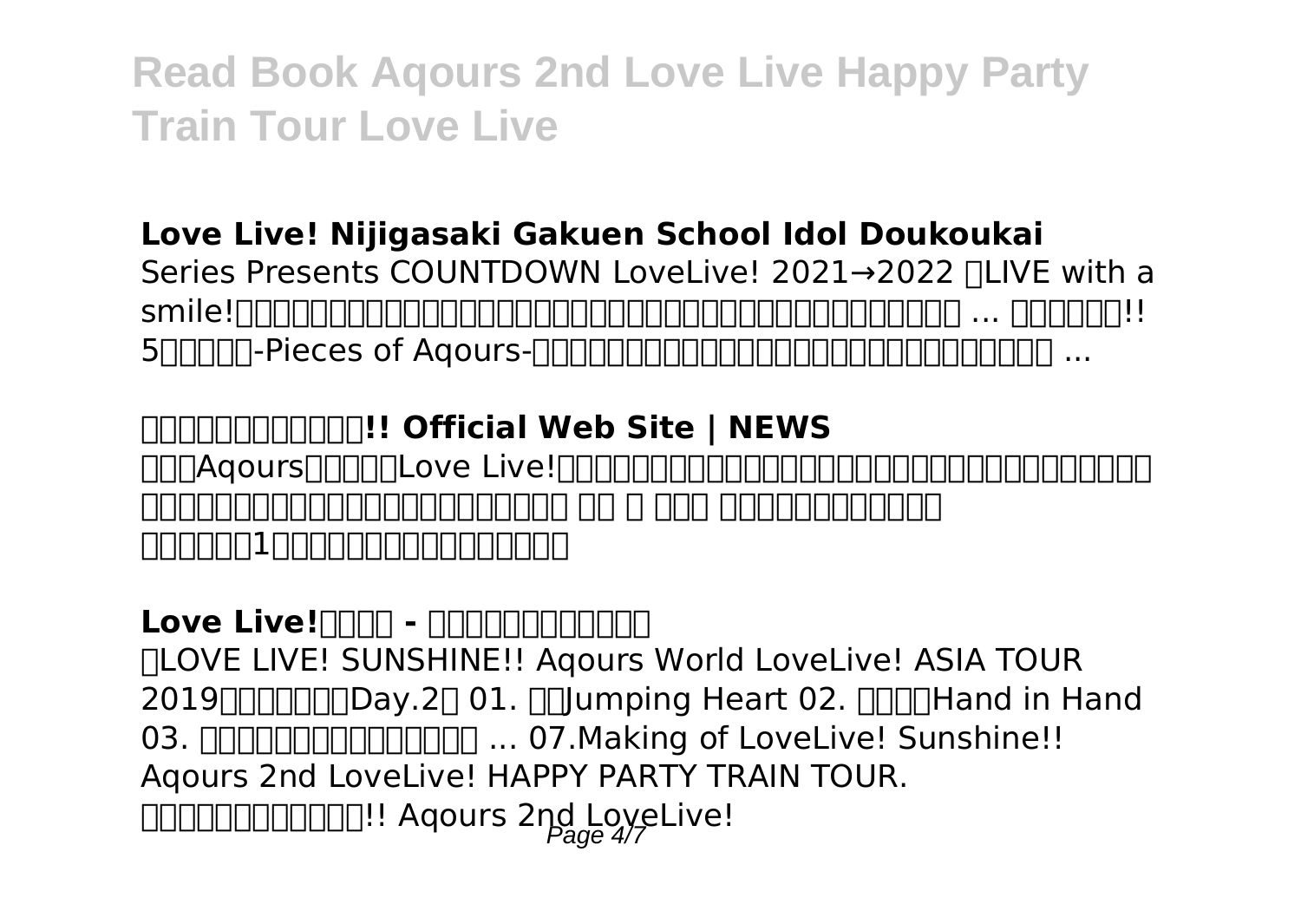**Love Live! Nijigasaki Gakuen School Idol Doukoukai**

Series Presents COUNTDOWN LoveLive! 2021→2022 □LIVE with a smile!□□□□□□□□□□□□□□□□□□□□□□□□□□□□□□□□□□□□□□ ... □□□□□□!! 5□□□□□-Pieces of Aqours-□□□□□□□□□□□□□□□□□□□□□□□□□□□□□□□ ...

**□□□□□□□□□□□!! Official Web Site | NEWS**

□□□Aqours□□□□□Love Live!□□□□□□□□□□□□□□□□□□□□□□□□□□□□□□□□□□□□□□□□□□□□□□□□□□□□□□□□□□□□ □□ □ □□□ □□□□□□□□□□□□ □□□□□□1□□□□□□□□□□□□□□□□□

**Love Live!□□□□ - □□□□□□□□□□□□**

□LOVE LIVE! SUNSHINE!! Aqours World LoveLive! ASIA TOUR 2019□□□□□□□Day.2□ 01. □□Jumping Heart 02. □□□□Hand in Hand 03. □□□□□□□□□□□□□□□□ ... 07.Making of LoveLive! Sunshine!! Aqours 2nd LoveLive! HAPPY PARTY TRAIN TOUR. □□□□□□□□□□□□!! Aqours 2nd LoveLive!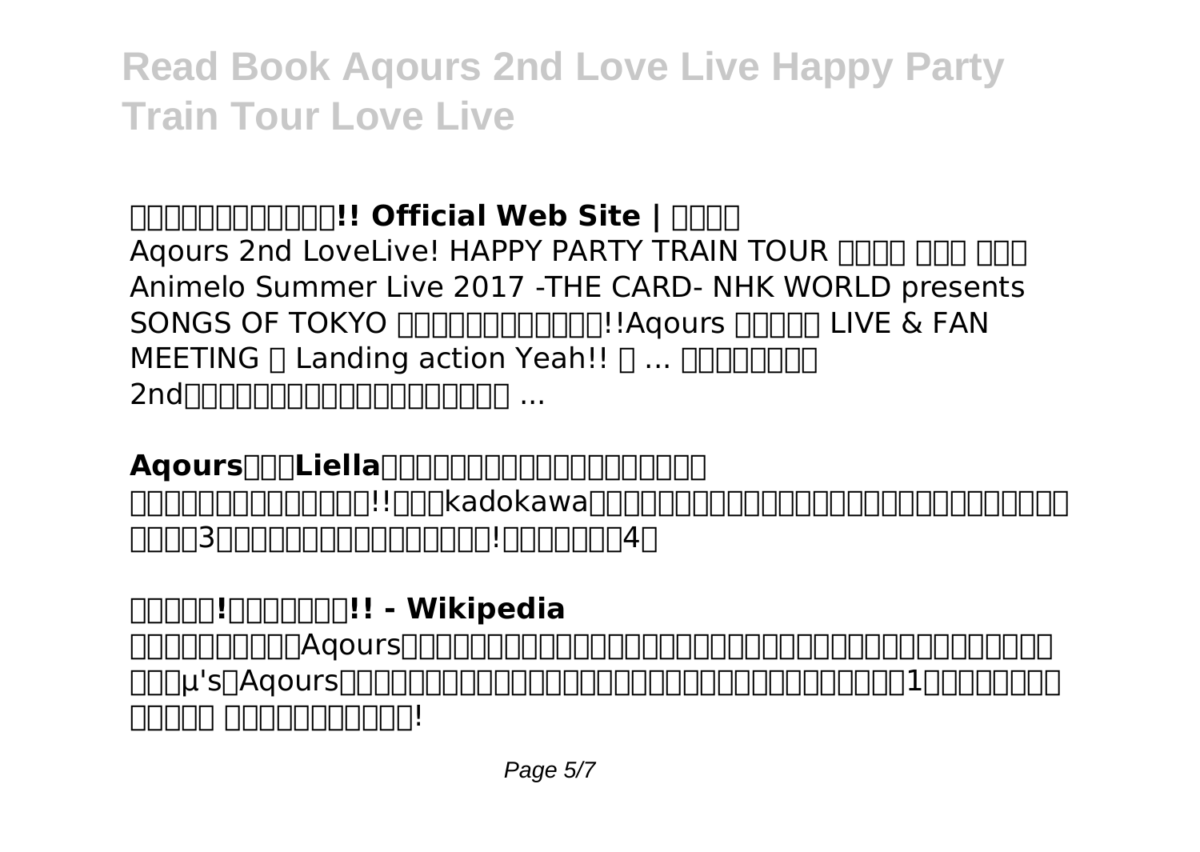### □□□□□□□□□□□□!! Official Web Site | □□□□

Aqours 2nd LoveLive! HAPPY PARTY TRAIN TOUR □□□□ □□□ □□□ Animelo Summer Live 2017 -THE CARD- NHK WORLD presents SONGS OF TOKYO □□□□□□□□□□□!!Aqours □□□□□ LIVE & FAN MEETING □ Landing action Yeah!! □ ... □□□□□□□□ 2nd□□□□□□□□□□□□□□□□□□□ ...

### **Aqours□□□Liella□□□□□□□□□□□□□□□□□□□□**

□□□□□□□□□□□□□!!□□□kadokawa□□□□□□□□□□□□□□□□□□□□□□□□□□□□□ □□□□3□□□□□□□□□□□□□□□□!□□□□□□□4□

### **□□□□□!□□□□□□□!! - Wikipedia**

□□□□□□□□□Aqours□□□□□□□□□□□□□□□□□□□□□□□□□□□□□□□□□□□□□□□□□μ's□Aqours□□□□□□□□□□□□□□□□□□□□□□□□□□□□□□□1□□□□□□□□□□□□ □□□□□□□□□□!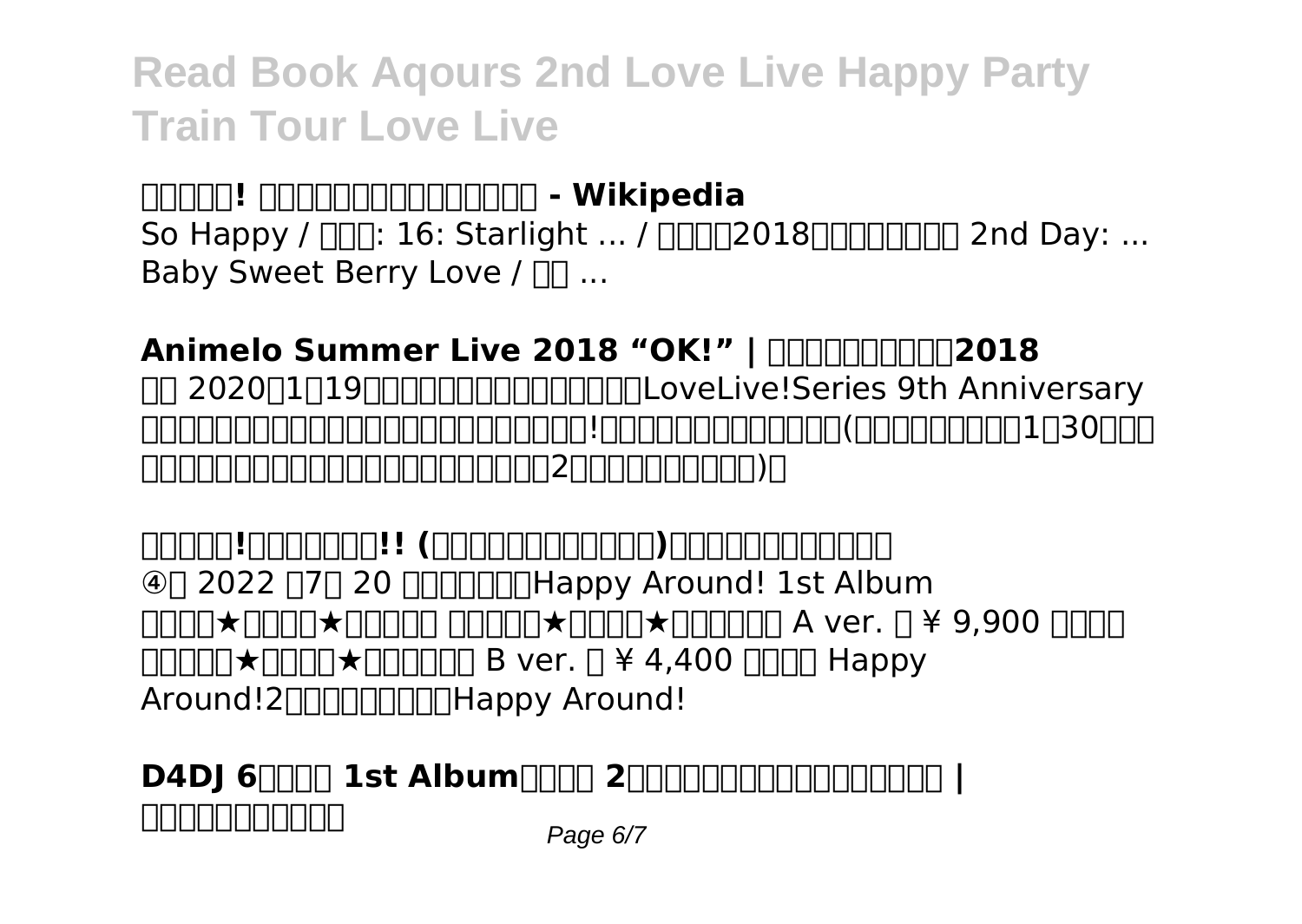**□□□□□! □□□□□□□□□□□□□□□ - Wikipedia**
So Happy / □□□: 16: Starlight ... / □□□□2018□□□□□□□□ 2nd Day: ... Baby Sweet Berry Love / □□ ...

**Animelo Summer Live 2018 "OK!" | □□□□□□□□□2018**
□□ 2020□1□19□□□□□□□□□□□□□□LoveLive!Series 9th Anniversary □□□□□□□□□□□□□□□□□□□□□□□□!□□□□□□□□□□□□(□□□□□□□□1□30□□□ □□□□□□□□□□□□□□□□□□□□□□2□□□□□□□□□□)□

**□□□□□!□□□□□□□!! (□□□□□□□□□□□□)□□□□□□□□□□□□**
④□ 2022 □7□ 20 □□□□□□Happy Around! 1st Album □□□□★□□□□★□□□□□ □□□□□★□□□□★□□□□□□ A ver. □ ¥ 9,900 □□□□ □□□□□★□□□□★□□□□□□ B ver. □ ¥ 4,400 □□□□ Happy Around!2□□□□□□□□Happy Around!

**D4DJ 6□□□□ 1st Album□□□□ 2□□□□□□□□□□□□□□□□□ | □□□□□□□□□□**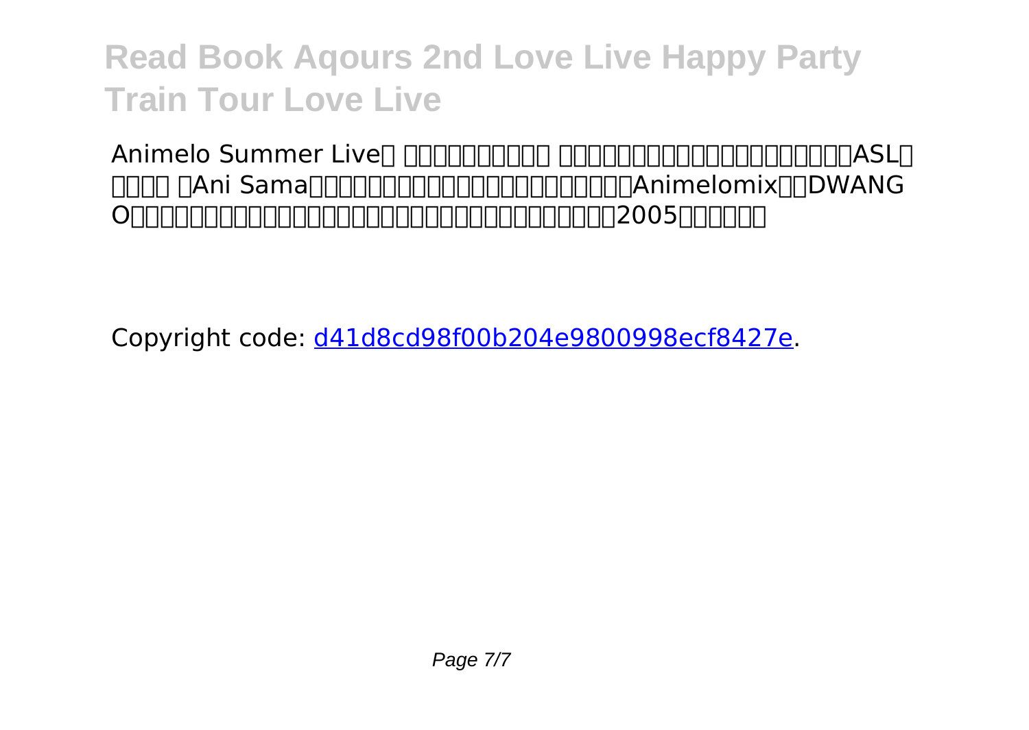Animelo Summer Live ASL Ani Sama Animelomix DWANGO 2005

Copyright code: d41d8cd98f00b204e9800998ecf8427e.